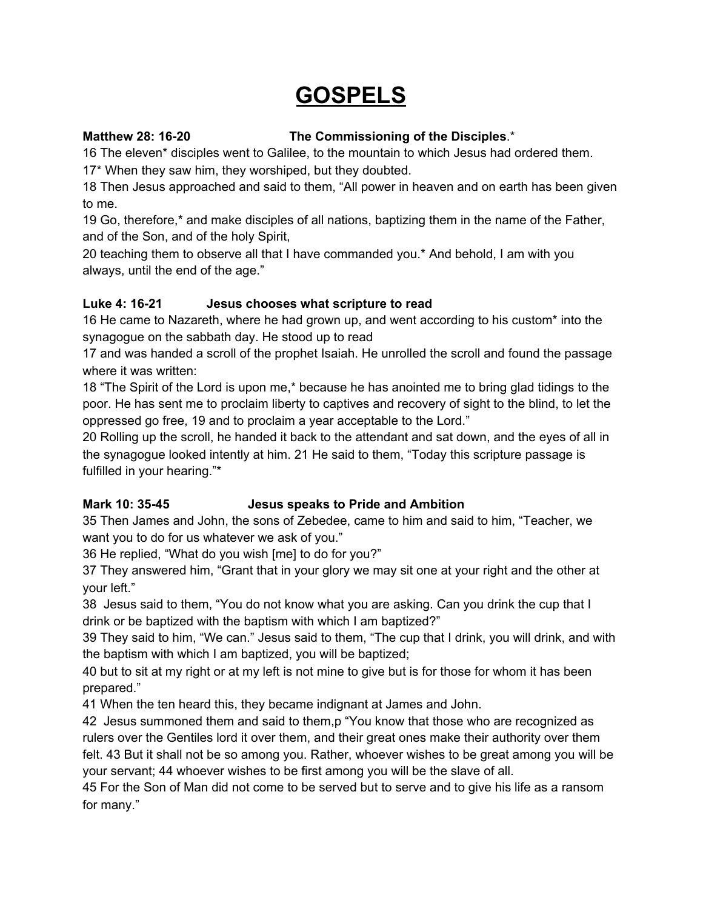# GOSPELS

**Matthew 28: 16-20 The Commissioning of the Disciples**.*

16 The eleven* disciples went to Galilee, to the mountain to which Jesus had ordered them.

17* When they saw him, they worshiped, but they doubted.

18 Then Jesus approached and said to them, "All power in heaven and on earth has been given to me.

19 Go, therefore,* and make disciples of all nations, baptizing them in the name of the Father, and of the Son, and of the holy Spirit,

20 teaching them to observe all that I have commanded you.* And behold, I am with you always, until the end of the age."

**Luke 4: 16-21 Jesus chooses what scripture to read**

16 He came to Nazareth, where he had grown up, and went according to his custom* into the synagogue on the sabbath day. He stood up to read

17 and was handed a scroll of the prophet Isaiah. He unrolled the scroll and found the passage where it was written:

18 "The Spirit of the Lord is upon me,* because he has anointed me to bring glad tidings to the poor. He has sent me to proclaim liberty to captives and recovery of sight to the blind, to let the oppressed go free, 19 and to proclaim a year acceptable to the Lord."

20 Rolling up the scroll, he handed it back to the attendant and sat down, and the eyes of all in the synagogue looked intently at him. 21 He said to them, "Today this scripture passage is fulfilled in your hearing."*

**Mark 10: 35-45 Jesus speaks to Pride and Ambition**

35 Then James and John, the sons of Zebedee, came to him and said to him, "Teacher, we want you to do for us whatever we ask of you."

36 He replied, "What do you wish [me] to do for you?"

37 They answered him, "Grant that in your glory we may sit one at your right and the other at your left."

38 Jesus said to them, "You do not know what you are asking. Can you drink the cup that I drink or be baptized with the baptism with which I am baptized?"

39 They said to him, "We can." Jesus said to them, "The cup that I drink, you will drink, and with the baptism with which I am baptized, you will be baptized;

40 but to sit at my right or at my left is not mine to give but is for those for whom it has been prepared."

41 When the ten heard this, they became indignant at James and John.

42 Jesus summoned them and said to them,p "You know that those who are recognized as rulers over the Gentiles lord it over them, and their great ones make their authority over them felt. 43 But it shall not be so among you. Rather, whoever wishes to be great among you will be your servant; 44 whoever wishes to be first among you will be the slave of all.

45 For the Son of Man did not come to be served but to serve and to give his life as a ransom for many."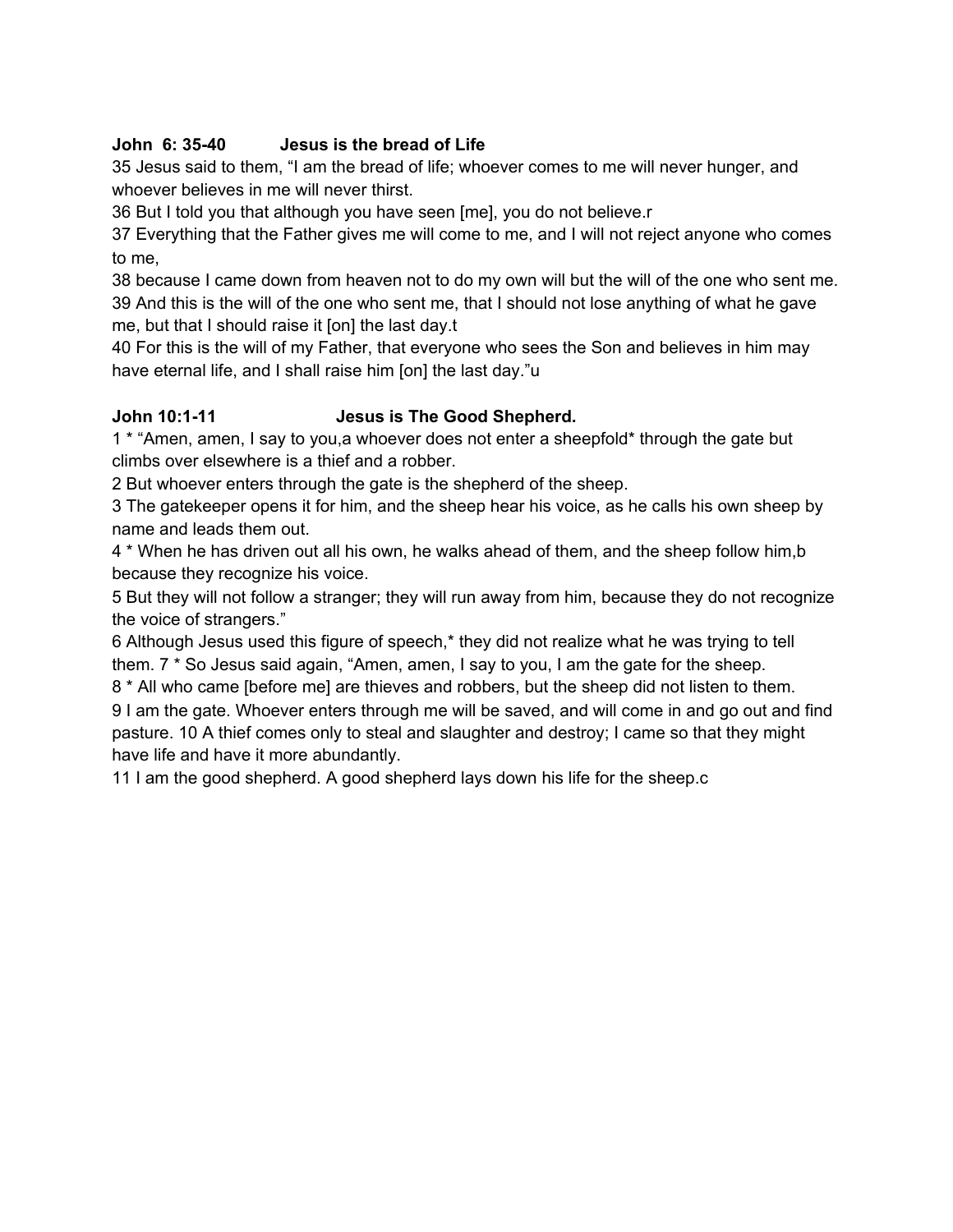**John 6: 35-40 Jesus is the bread of Life**

35 Jesus said to them, "I am the bread of life; whoever comes to me will never hunger, and whoever believes in me will never thirst.

36 But I told you that although you have seen [me], you do not believe.r

37 Everything that the Father gives me will come to me, and I will not reject anyone who comes to me,

38 because I came down from heaven not to do my own will but the will of the one who sent me.

39 And this is the will of the one who sent me, that I should not lose anything of what he gave me, but that I should raise it [on] the last day.t

40 For this is the will of my Father, that everyone who sees the Son and believes in him may have eternal life, and I shall raise him [on] the last day."u

**John 10:1-11 Jesus is The Good Shepherd.**

1 * "Amen, amen, I say to you,a whoever does not enter a sheepfold* through the gate but climbs over elsewhere is a thief and a robber.

2 But whoever enters through the gate is the shepherd of the sheep.

3 The gatekeeper opens it for him, and the sheep hear his voice, as he calls his own sheep by name and leads them out.

4 * When he has driven out all his own, he walks ahead of them, and the sheep follow him,b because they recognize his voice.

5 But they will not follow a stranger; they will run away from him, because they do not recognize the voice of strangers."

6 Although Jesus used this figure of speech,* they did not realize what he was trying to tell them. 7 * So Jesus said again, "Amen, amen, I say to you, I am the gate for the sheep.

8 * All who came [before me] are thieves and robbers, but the sheep did not listen to them.

9 I am the gate. Whoever enters through me will be saved, and will come in and go out and find pasture. 10 A thief comes only to steal and slaughter and destroy; I came so that they might have life and have it more abundantly.

11 I am the good shepherd. A good shepherd lays down his life for the sheep.c